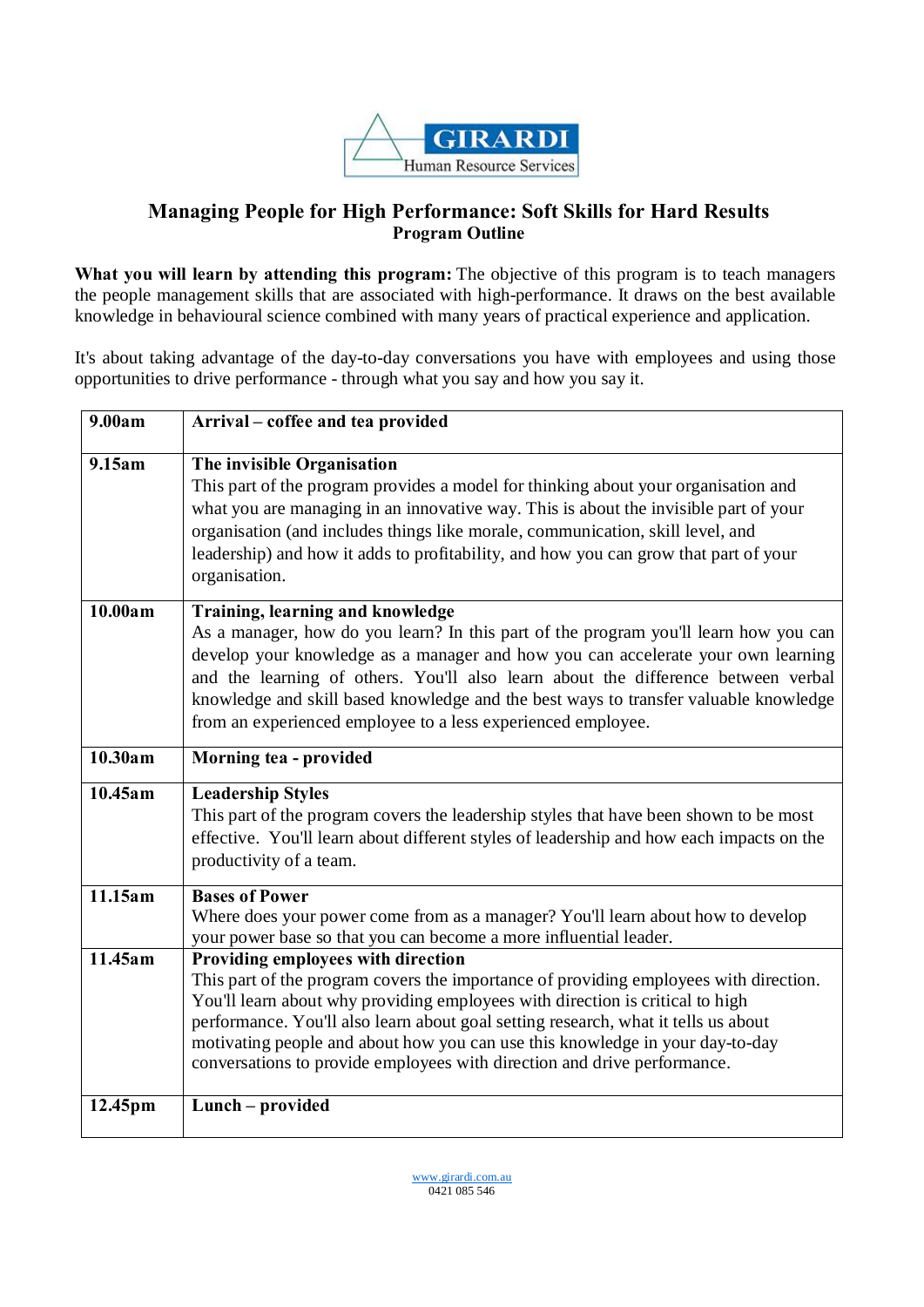GIRARDI
Human Resource Services

# Managing People for High Performance: Soft Skills for Hard Results

## Program Outline

**What you will learn by attending this program:** The objective of this program is to teach managers the people management skills that are associated with high-performance. It draws on the best available knowledge in behavioural science combined with many years of practical experience and application.

It's about taking advantage of the day-to-day conversations you have with employees and using those opportunities to drive performance - through what you say and how you say it.

| | |
|---|---|
| **9.00am** | **Arrival – coffee and tea provided** |
| **9.15am** | **The invisible Organisation**<br>This part of the program provides a model for thinking about your organisation and what you are managing in an innovative way. This is about the invisible part of your organisation (and includes things like morale, communication, skill level, and leadership) and how it adds to profitability, and how you can grow that part of your organisation. |
| **10.00am** | **Training, learning and knowledge**<br>As a manager, how do you learn? In this part of the program you'll learn how you can develop your knowledge as a manager and how you can accelerate your own learning and the learning of others. You'll also learn about the difference between verbal knowledge and skill based knowledge and the best ways to transfer valuable knowledge from an experienced employee to a less experienced employee. |
| **10.30am** | **Morning tea - provided** |
| **10.45am** | **Leadership Styles**<br>This part of the program covers the leadership styles that have been shown to be most effective. You'll learn about different styles of leadership and how each impacts on the productivity of a team. |
| **11.15am** | **Bases of Power**<br>Where does your power come from as a manager? You'll learn about how to develop your power base so that you can become a more influential leader. |
| **11.45am** | **Providing employees with direction**<br>This part of the program covers the importance of providing employees with direction. You'll learn about why providing employees with direction is critical to high performance. You'll also learn about goal setting research, what it tells us about motivating people and about how you can use this knowledge in your day-to-day conversations to provide employees with direction and drive performance. |
| **12.45pm** | **Lunch – provided** |

www.girardi.com.au
0421 085 546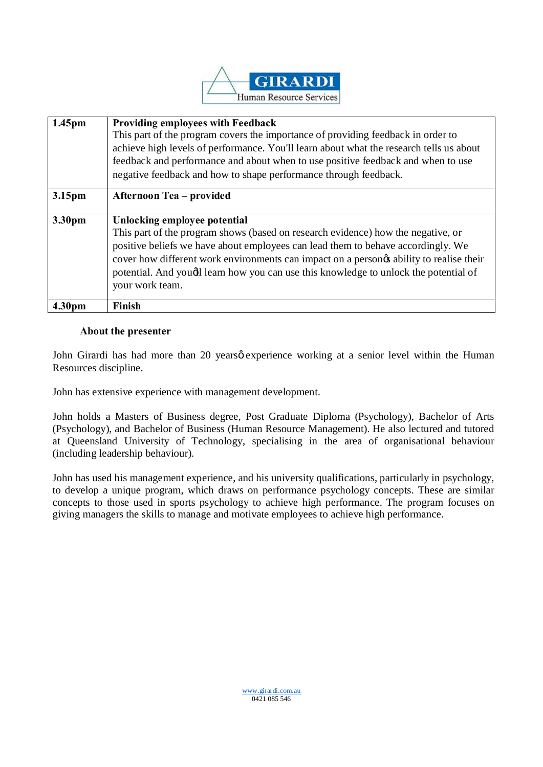GIRARDI
Human Resource Services

| | |
|---|---|
| **1.45pm** | **Providing employees with Feedback** This part of the program covers the importance of providing feedback in order to achieve high levels of performance. You'll learn about what the research tells us about feedback and performance and about when to use positive feedback and when to use negative feedback and how to shape performance through feedback. |
| **3.15pm** | **Afternoon Tea – provided** |
| **3.30pm** | **Unlocking employee potential** This part of the program shows (based on research evidence) how the negative, or positive beliefs we have about employees can lead them to behave accordingly. We cover how different work environments can impact on a person's ability to realise their potential. And you'll learn how you can use this knowledge to unlock the potential of your work team. |
| **4.30pm** | **Finish** |

**About the presenter**

John Girardi has had more than 20 years' experience working at a senior level within the Human Resources discipline.

John has extensive experience with management development.

John holds a Masters of Business degree, Post Graduate Diploma (Psychology), Bachelor of Arts (Psychology), and Bachelor of Business (Human Resource Management). He also lectured and tutored at Queensland University of Technology, specialising in the area of organisational behaviour (including leadership behaviour).

John has used his management experience, and his university qualifications, particularly in psychology, to develop a unique program, which draws on performance psychology concepts. These are similar concepts to those used in sports psychology to achieve high performance. The program focuses on giving managers the skills to manage and motivate employees to achieve high performance.

www.girardi.com.au
0421 085 546